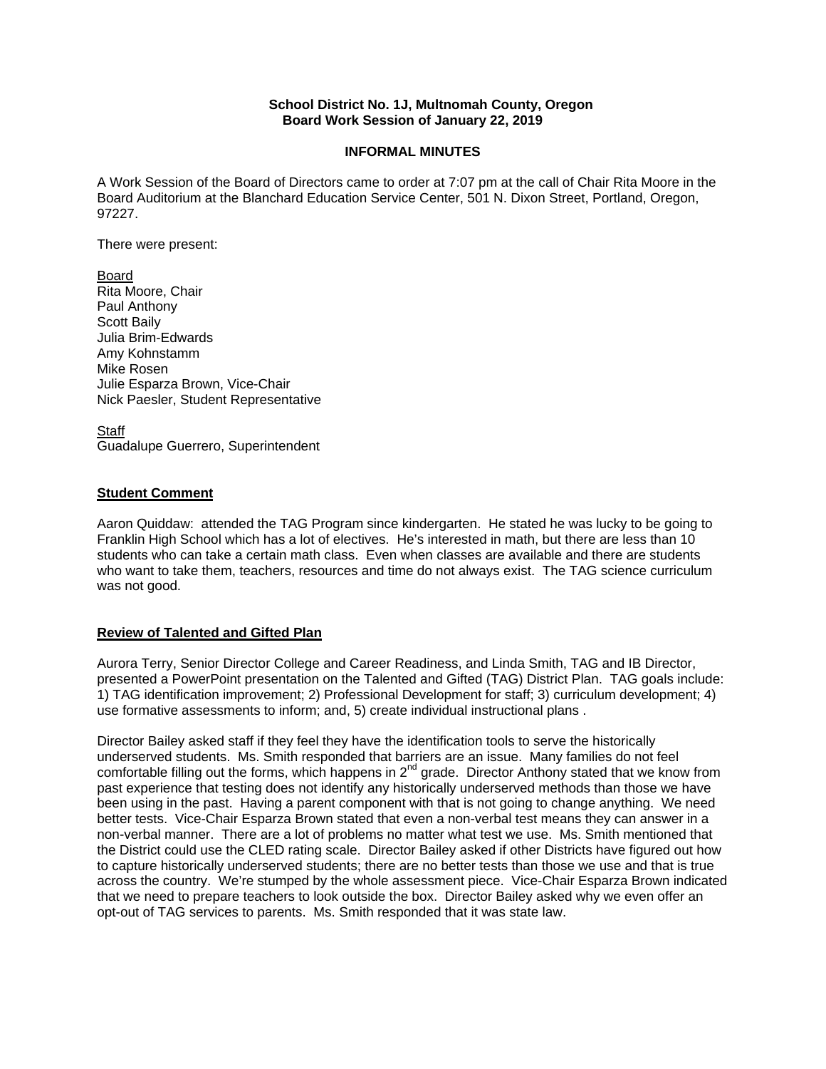**School District No. 1J, Multnomah County, Oregon**
**Board Work Session of January 22, 2019**

**INFORMAL MINUTES**

A Work Session of the Board of Directors came to order at 7:07 pm at the call of Chair Rita Moore in the Board Auditorium at the Blanchard Education Service Center, 501 N. Dixon Street, Portland, Oregon, 97227.

There were present:

Board
Rita Moore, Chair
Paul Anthony
Scott Baily
Julia Brim-Edwards
Amy Kohnstamm
Mike Rosen
Julie Esparza Brown, Vice-Chair
Nick Paesler, Student Representative

Staff
Guadalupe Guerrero, Superintendent

## Student Comment

Aaron Quiddaw: attended the TAG Program since kindergarten. He stated he was lucky to be going to Franklin High School which has a lot of electives. He's interested in math, but there are less than 10 students who can take a certain math class. Even when classes are available and there are students who want to take them, teachers, resources and time do not always exist. The TAG science curriculum was not good.

## Review of Talented and Gifted Plan

Aurora Terry, Senior Director College and Career Readiness, and Linda Smith, TAG and IB Director, presented a PowerPoint presentation on the Talented and Gifted (TAG) District Plan. TAG goals include: 1) TAG identification improvement; 2) Professional Development for staff; 3) curriculum development; 4) use formative assessments to inform; and, 5) create individual instructional plans .

Director Bailey asked staff if they feel they have the identification tools to serve the historically underserved students. Ms. Smith responded that barriers are an issue. Many families do not feel comfortable filling out the forms, which happens in 2nd grade. Director Anthony stated that we know from past experience that testing does not identify any historically underserved methods than those we have been using in the past. Having a parent component with that is not going to change anything. We need better tests. Vice-Chair Esparza Brown stated that even a non-verbal test means they can answer in a non-verbal manner. There are a lot of problems no matter what test we use. Ms. Smith mentioned that the District could use the CLED rating scale. Director Bailey asked if other Districts have figured out how to capture historically underserved students; there are no better tests than those we use and that is true across the country. We're stumped by the whole assessment piece. Vice-Chair Esparza Brown indicated that we need to prepare teachers to look outside the box. Director Bailey asked why we even offer an opt-out of TAG services to parents. Ms. Smith responded that it was state law.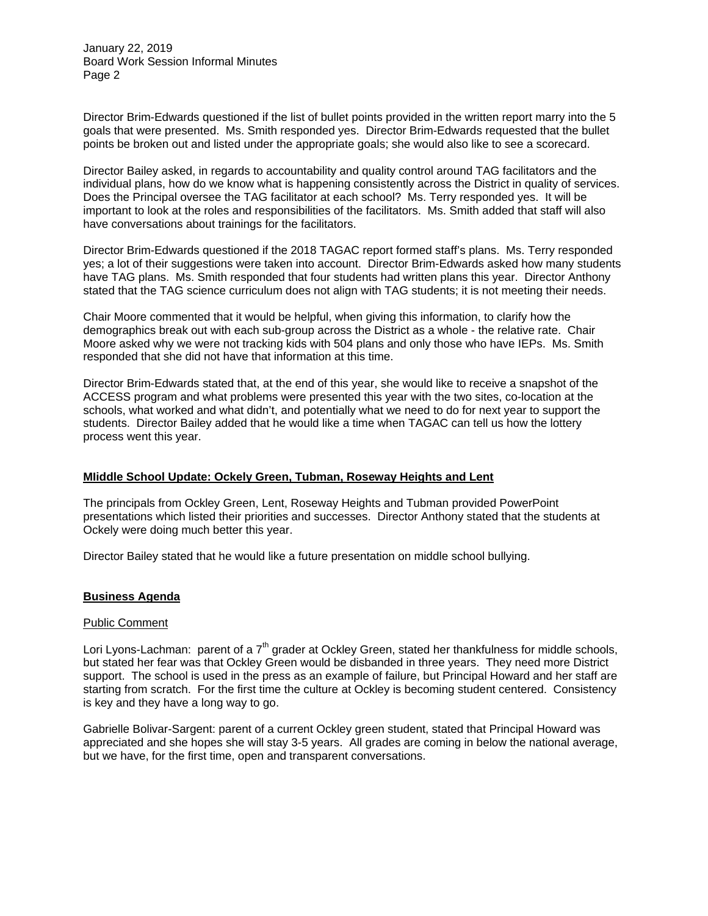Director Brim-Edwards questioned if the list of bullet points provided in the written report marry into the 5 goals that were presented. Ms. Smith responded yes. Director Brim-Edwards requested that the bullet points be broken out and listed under the appropriate goals; she would also like to see a scorecard.

Director Bailey asked, in regards to accountability and quality control around TAG facilitators and the individual plans, how do we know what is happening consistently across the District in quality of services. Does the Principal oversee the TAG facilitator at each school? Ms. Terry responded yes. It will be important to look at the roles and responsibilities of the facilitators. Ms. Smith added that staff will also have conversations about trainings for the facilitators.

Director Brim-Edwards questioned if the 2018 TAGAC report formed staff's plans. Ms. Terry responded yes; a lot of their suggestions were taken into account. Director Brim-Edwards asked how many students have TAG plans. Ms. Smith responded that four students had written plans this year. Director Anthony stated that the TAG science curriculum does not align with TAG students; it is not meeting their needs.

Chair Moore commented that it would be helpful, when giving this information, to clarify how the demographics break out with each sub-group across the District as a whole - the relative rate. Chair Moore asked why we were not tracking kids with 504 plans and only those who have IEPs. Ms. Smith responded that she did not have that information at this time.

Director Brim-Edwards stated that, at the end of this year, she would like to receive a snapshot of the ACCESS program and what problems were presented this year with the two sites, co-location at the schools, what worked and what didn't, and potentially what we need to do for next year to support the students. Director Bailey added that he would like a time when TAGAC can tell us how the lottery process went this year.

## **MIiddle School Update: Ockely Green, Tubman, Roseway Heights and Lent**

The principals from Ockley Green, Lent, Roseway Heights and Tubman provided PowerPoint presentations which listed their priorities and successes. Director Anthony stated that the students at Ockely were doing much better this year.

Director Bailey stated that he would like a future presentation on middle school bullying.

## **Business Agenda**

### Public Comment

Lori Lyons-Lachman: parent of a 7th grader at Ockley Green, stated her thankfulness for middle schools, but stated her fear was that Ockley Green would be disbanded in three years. They need more District support. The school is used in the press as an example of failure, but Principal Howard and her staff are starting from scratch. For the first time the culture at Ockley is becoming student centered. Consistency is key and they have a long way to go.

Gabrielle Bolivar-Sargent: parent of a current Ockley green student, stated that Principal Howard was appreciated and she hopes she will stay 3-5 years. All grades are coming in below the national average, but we have, for the first time, open and transparent conversations.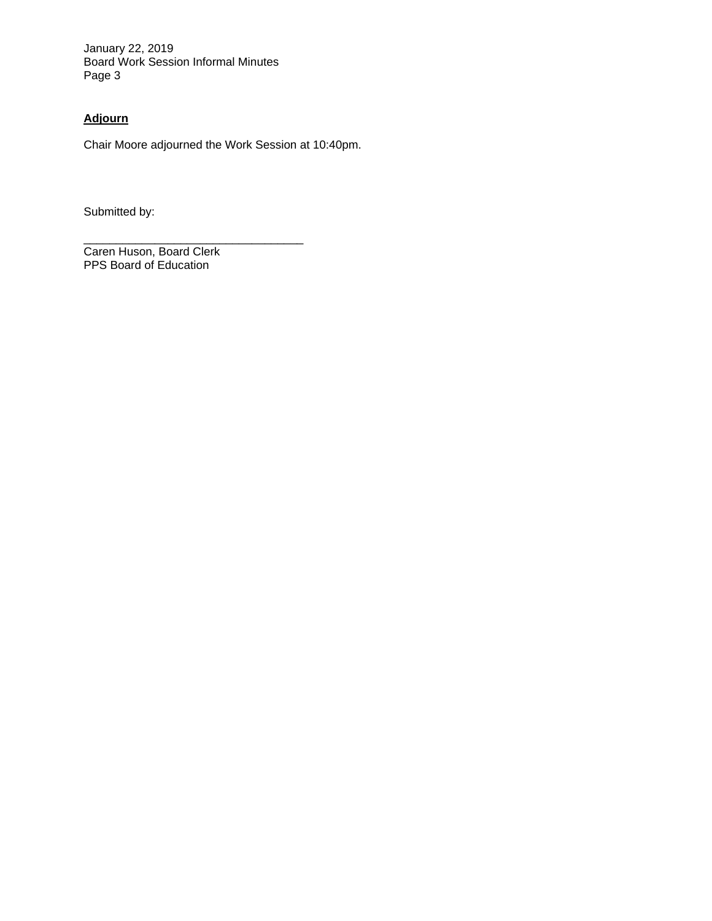**Adjourn**

Chair Moore adjourned the Work Session at 10:40pm.

Submitted by:

___________________________________
Caren Huson, Board Clerk
PPS Board of Education